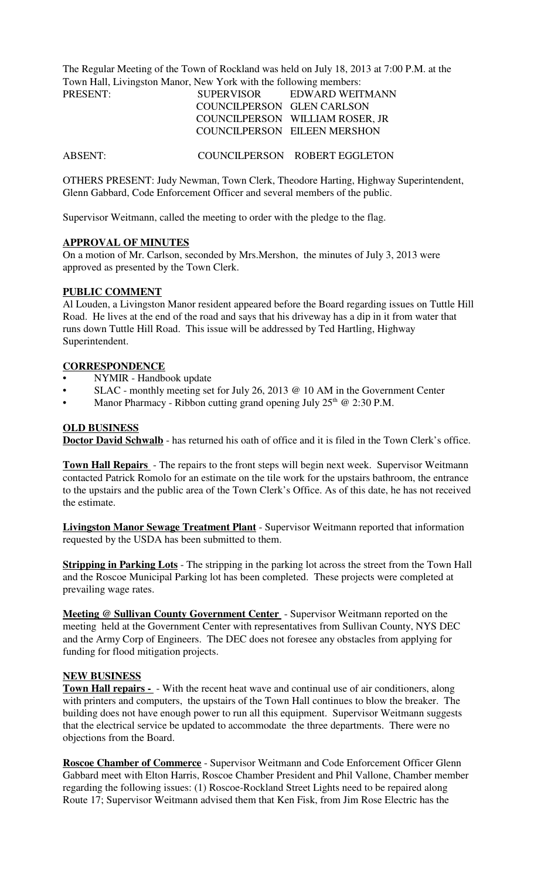The Regular Meeting of the Town of Rockland was held on July 18, 2013 at 7:00 P.M. at the Town Hall, Livingston Manor, New York with the following members:

| | | |
|---|---|---|
| PRESENT: | SUPERVISOR | EDWARD WEITMANN |
| | COUNCILPERSON | GLEN CARLSON |
| | COUNCILPERSON | WILLIAM ROSER, JR |
| | COUNCILPERSON | EILEEN MERSHON |
| ABSENT: | COUNCILPERSON | ROBERT EGGLETON |

OTHERS PRESENT: Judy Newman, Town Clerk, Theodore Harting, Highway Superintendent, Glenn Gabbard, Code Enforcement Officer and several members of the public.

Supervisor Weitmann, called the meeting to order with the pledge to the flag.

**APPROVAL OF MINUTES**

On a motion of Mr. Carlson, seconded by Mrs.Mershon, the minutes of July 3, 2013 were approved as presented by the Town Clerk.

**PUBLIC COMMENT**

Al Louden, a Livingston Manor resident appeared before the Board regarding issues on Tuttle Hill Road. He lives at the end of the road and says that his driveway has a dip in it from water that runs down Tuttle Hill Road. This issue will be addressed by Ted Hartling, Highway Superintendent.

**CORRESPONDENCE**

- NYMIR - Handbook update
- SLAC - monthly meeting set for July 26, 2013 @ 10 AM in the Government Center
- Manor Pharmacy - Ribbon cutting grand opening July 25th @ 2:30 P.M.

**OLD BUSINESS**

**Doctor David Schwalb** - has returned his oath of office and it is filed in the Town Clerk's office.

**Town Hall Repairs** - The repairs to the front steps will begin next week. Supervisor Weitmann contacted Patrick Romolo for an estimate on the tile work for the upstairs bathroom, the entrance to the upstairs and the public area of the Town Clerk's Office. As of this date, he has not received the estimate.

**Livingston Manor Sewage Treatment Plant** - Supervisor Weitmann reported that information requested by the USDA has been submitted to them.

**Stripping in Parking Lots** - The stripping in the parking lot across the street from the Town Hall and the Roscoe Municipal Parking lot has been completed. These projects were completed at prevailing wage rates.

**Meeting @ Sullivan County Government Center** - Supervisor Weitmann reported on the meeting held at the Government Center with representatives from Sullivan County, NYS DEC and the Army Corp of Engineers. The DEC does not foresee any obstacles from applying for funding for flood mitigation projects.

**NEW BUSINESS**

**Town Hall repairs -** - With the recent heat wave and continual use of air conditioners, along with printers and computers, the upstairs of the Town Hall continues to blow the breaker. The building does not have enough power to run all this equipment. Supervisor Weitmann suggests that the electrical service be updated to accommodate the three departments. There were no objections from the Board.

**Roscoe Chamber of Commerce** - Supervisor Weitmann and Code Enforcement Officer Glenn Gabbard meet with Elton Harris, Roscoe Chamber President and Phil Vallone, Chamber member regarding the following issues: (1) Roscoe-Rockland Street Lights need to be repaired along Route 17; Supervisor Weitmann advised them that Ken Fisk, from Jim Rose Electric has the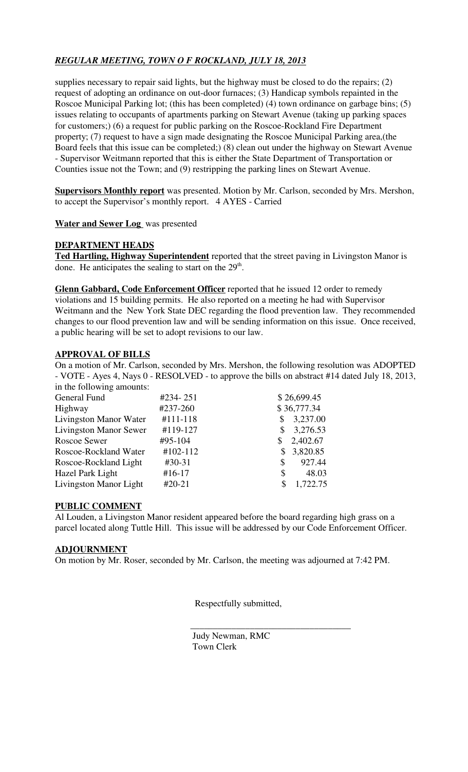supplies necessary to repair said lights, but the highway must be closed to do the repairs; (2) request of adopting an ordinance on out-door furnaces; (3) Handicap symbols repainted in the Roscoe Municipal Parking lot; (this has been completed) (4) town ordinance on garbage bins; (5) issues relating to occupants of apartments parking on Stewart Avenue (taking up parking spaces for customers;) (6) a request for public parking on the Roscoe-Rockland Fire Department property; (7) request to have a sign made designating the Roscoe Municipal Parking area,(the Board feels that this issue can be completed;) (8) clean out under the highway on Stewart Avenue - Supervisor Weitmann reported that this is either the State Department of Transportation or Counties issue not the Town; and (9) restripping the parking lines on Stewart Avenue.

**Supervisors Monthly report** was presented. Motion by Mr. Carlson, seconded by Mrs. Mershon, to accept the Supervisor's monthly report. 4 AYES - Carried

**Water and Sewer Log** was presented

## DEPARTMENT HEADS

**Ted Hartling, Highway Superintendent** reported that the street paving in Livingston Manor is done. He anticipates the sealing to start on the 29th.

**Glenn Gabbard, Code Enforcement Officer** reported that he issued 12 order to remedy violations and 15 building permits. He also reported on a meeting he had with Supervisor Weitmann and the New York State DEC regarding the flood prevention law. They recommended changes to our flood prevention law and will be sending information on this issue. Once received, a public hearing will be set to adopt revisions to our law.

## APPROVAL OF BILLS

On a motion of Mr. Carlson, seconded by Mrs. Mershon, the following resolution was ADOPTED - VOTE - Ayes 4, Nays 0 - RESOLVED - to approve the bills on abstract #14 dated July 18, 2013, in the following amounts:

| | | |
|---|---|---|
| General Fund | #234- 251 | $ 26,699.45 |
| Highway | #237-260 | $ 36,777.34 |
| Livingston Manor Water | #111-118 | $ 3,237.00 |
| Livingston Manor Sewer | #119-127 | $ 3,276.53 |
| Roscoe Sewer | #95-104 | $ 2,402.67 |
| Roscoe-Rockland Water | #102-112 | $ 3,820.85 |
| Roscoe-Rockland Light | #30-31 | $ 927.44 |
| Hazel Park Light | #16-17 | $ 48.03 |
| Livingston Manor Light | #20-21 | $ 1,722.75 |

## PUBLIC COMMENT

Al Louden, a Livingston Manor resident appeared before the board regarding high grass on a parcel located along Tuttle Hill. This issue will be addressed by our Code Enforcement Officer.

## ADJOURNMENT

On motion by Mr. Roser, seconded by Mr. Carlson, the meeting was adjourned at 7:42 PM.

Respectfully submitted,

\_\_\_\_\_\_\_\_\_\_\_\_\_\_\_\_\_\_\_\_\_\_\_\_\_\_\_\_\_\_\_\_\_\_

Judy Newman, RMC
Town Clerk